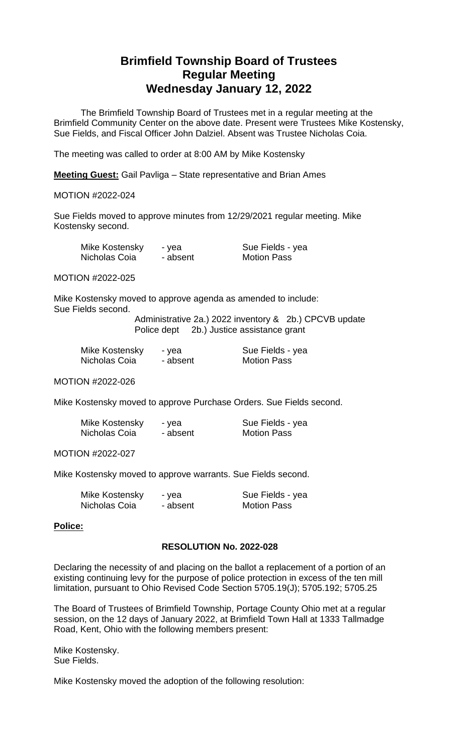# Brimfield Township Board of Trustees
# Regular Meeting
# Wednesday January 12, 2022

The Brimfield Township Board of Trustees met in a regular meeting at the Brimfield Community Center on the above date. Present were Trustees Mike Kostensky, Sue Fields, and Fiscal Officer John Dalziel. Absent was Trustee Nicholas Coia.

The meeting was called to order at 8:00 AM by Mike Kostensky

**Meeting Guest:** Gail Pavliga – State representative and Brian Ames

MOTION #2022-024

Sue Fields moved to approve minutes from 12/29/2021 regular meeting. Mike Kostensky second.

| | | |
|---|---|---|
| Mike Kostensky | - yea | Sue Fields - yea |
| Nicholas Coia | - absent | Motion Pass |

MOTION #2022-025

Mike Kostensky moved to approve agenda as amended to include:
Sue Fields second.

Administrative 2a.) 2022 inventory & 2b.) CPCVB update
Police dept 2b.) Justice assistance grant

| | | |
|---|---|---|
| Mike Kostensky | - yea | Sue Fields - yea |
| Nicholas Coia | - absent | Motion Pass |

MOTION #2022-026

Mike Kostensky moved to approve Purchase Orders. Sue Fields second.

| | | |
|---|---|---|
| Mike Kostensky | - yea | Sue Fields - yea |
| Nicholas Coia | - absent | Motion Pass |

MOTION #2022-027

Mike Kostensky moved to approve warrants. Sue Fields second.

| | | |
|---|---|---|
| Mike Kostensky | - yea | Sue Fields - yea |
| Nicholas Coia | - absent | Motion Pass |

**Police:**

**RESOLUTION No. 2022-028**

Declaring the necessity of and placing on the ballot a replacement of a portion of an existing continuing levy for the purpose of police protection in excess of the ten mill limitation, pursuant to Ohio Revised Code Section 5705.19(J); 5705.192; 5705.25

The Board of Trustees of Brimfield Township, Portage County Ohio met at a regular session, on the 12 days of January 2022, at Brimfield Town Hall at 1333 Tallmadge Road, Kent, Ohio with the following members present:

Mike Kostensky.
Sue Fields.

Mike Kostensky moved the adoption of the following resolution: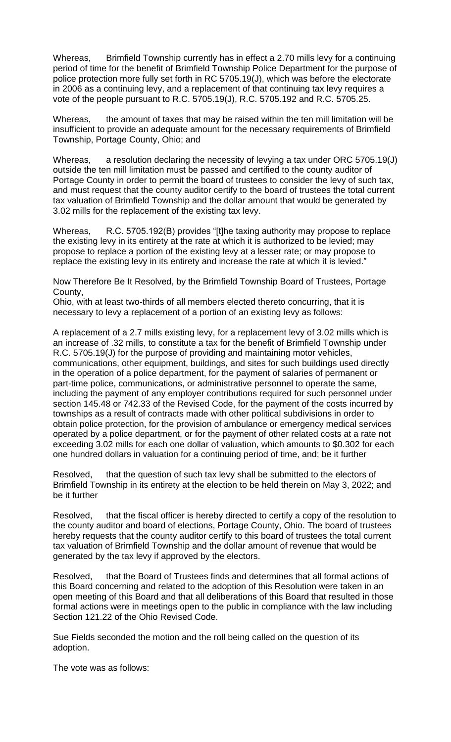Whereas, Brimfield Township currently has in effect a 2.70 mills levy for a continuing period of time for the benefit of Brimfield Township Police Department for the purpose of police protection more fully set forth in RC 5705.19(J), which was before the electorate in 2006 as a continuing levy, and a replacement of that continuing tax levy requires a vote of the people pursuant to R.C. 5705.19(J), R.C. 5705.192 and R.C. 5705.25.

Whereas, the amount of taxes that may be raised within the ten mill limitation will be insufficient to provide an adequate amount for the necessary requirements of Brimfield Township, Portage County, Ohio; and

Whereas, a resolution declaring the necessity of levying a tax under ORC 5705.19(J) outside the ten mill limitation must be passed and certified to the county auditor of Portage County in order to permit the board of trustees to consider the levy of such tax, and must request that the county auditor certify to the board of trustees the total current tax valuation of Brimfield Township and the dollar amount that would be generated by 3.02 mills for the replacement of the existing tax levy.

Whereas, R.C. 5705.192(B) provides "[t]he taxing authority may propose to replace the existing levy in its entirety at the rate at which it is authorized to be levied; may propose to replace a portion of the existing levy at a lesser rate; or may propose to replace the existing levy in its entirety and increase the rate at which it is levied."

Now Therefore Be It Resolved, by the Brimfield Township Board of Trustees, Portage County,
Ohio, with at least two-thirds of all members elected thereto concurring, that it is necessary to levy a replacement of a portion of an existing levy as follows:

A replacement of a 2.7 mills existing levy, for a replacement levy of 3.02 mills which is an increase of .32 mills, to constitute a tax for the benefit of Brimfield Township under R.C. 5705.19(J) for the purpose of providing and maintaining motor vehicles, communications, other equipment, buildings, and sites for such buildings used directly in the operation of a police department, for the payment of salaries of permanent or part-time police, communications, or administrative personnel to operate the same, including the payment of any employer contributions required for such personnel under section 145.48 or 742.33 of the Revised Code, for the payment of the costs incurred by townships as a result of contracts made with other political subdivisions in order to obtain police protection, for the provision of ambulance or emergency medical services operated by a police department, or for the payment of other related costs at a rate not exceeding 3.02 mills for each one dollar of valuation, which amounts to $0.302 for each one hundred dollars in valuation for a continuing period of time, and; be it further

Resolved, that the question of such tax levy shall be submitted to the electors of Brimfield Township in its entirety at the election to be held therein on May 3, 2022; and be it further

Resolved, that the fiscal officer is hereby directed to certify a copy of the resolution to the county auditor and board of elections, Portage County, Ohio. The board of trustees hereby requests that the county auditor certify to this board of trustees the total current tax valuation of Brimfield Township and the dollar amount of revenue that would be generated by the tax levy if approved by the electors.

Resolved, that the Board of Trustees finds and determines that all formal actions of this Board concerning and related to the adoption of this Resolution were taken in an open meeting of this Board and that all deliberations of this Board that resulted in those formal actions were in meetings open to the public in compliance with the law including Section 121.22 of the Ohio Revised Code.

Sue Fields seconded the motion and the roll being called on the question of its adoption.

The vote was as follows: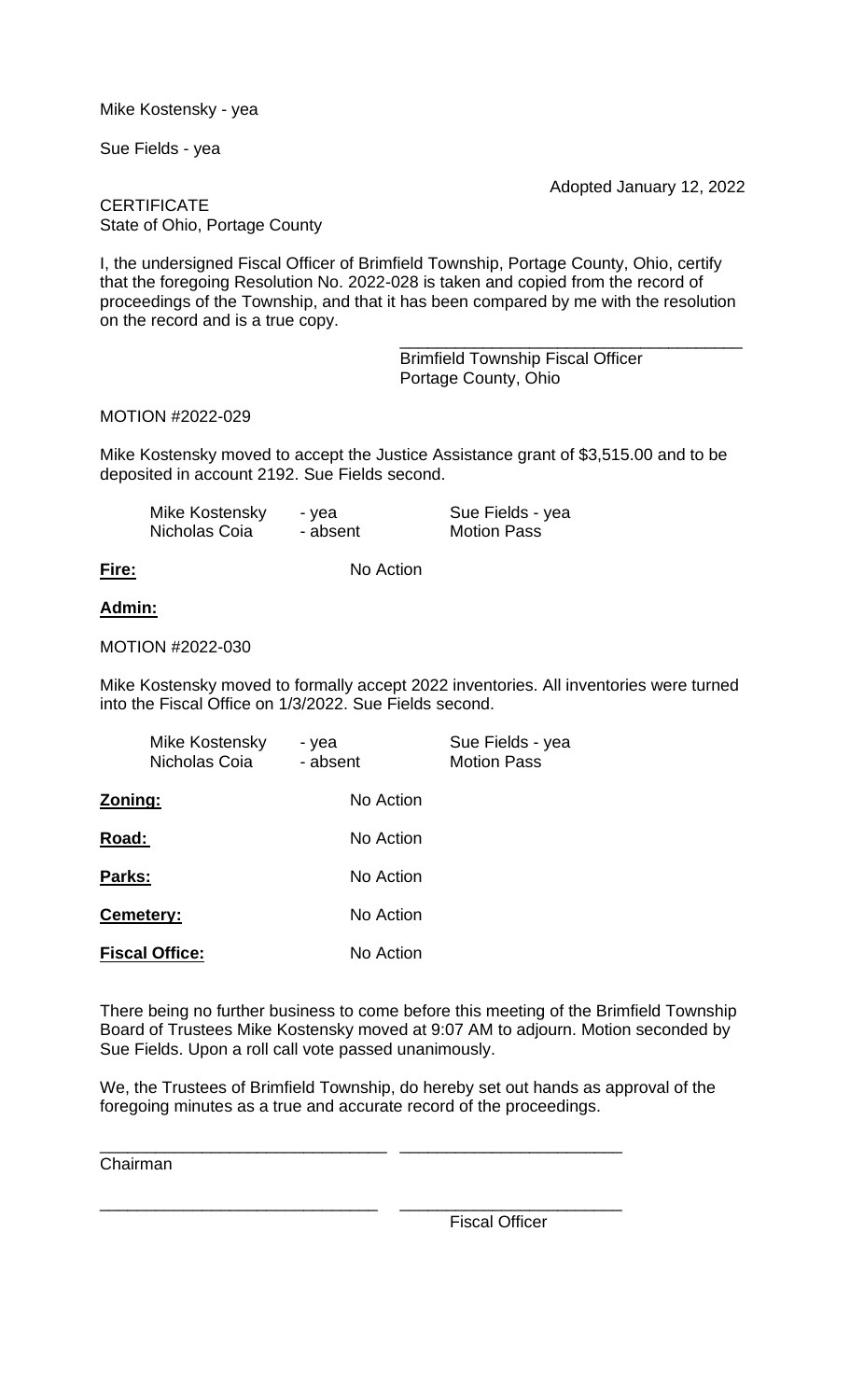Mike Kostensky - yea

Sue Fields - yea

Adopted January 12, 2022

CERTIFICATE
State of Ohio, Portage County

I, the undersigned Fiscal Officer of Brimfield Township, Portage County, Ohio, certify that the foregoing Resolution No. 2022-028 is taken and copied from the record of proceedings of the Township, and that it has been compared by me with the resolution on the record and is a true copy.

\_\_\_\_\_\_\_\_\_\_\_\_\_\_\_\_\_\_\_\_\_\_\_\_\_\_\_\_\_\_\_\_\_\_\_\_\_\_
Brimfield Township Fiscal Officer
Portage County, Ohio

MOTION #2022-029

Mike Kostensky moved to accept the Justice Assistance grant of $3,515.00 and to be deposited in account 2192. Sue Fields second.

| | | |
|---|---|---|
| Mike Kostensky | - yea | Sue Fields - yea |
| Nicholas Coia | - absent | Motion Pass |

**Fire:** No Action

**Admin:**

MOTION #2022-030

Mike Kostensky moved to formally accept 2022 inventories. All inventories were turned into the Fiscal Office on 1/3/2022. Sue Fields second.

| | | |
|---|---|---|
| Mike Kostensky | - yea | Sue Fields - yea |
| Nicholas Coia | - absent | Motion Pass |

**Zoning:** No Action

**Road:** No Action

**Parks:** No Action

**Cemetery:** No Action

**Fiscal Office:** No Action

There being no further business to come before this meeting of the Brimfield Township Board of Trustees Mike Kostensky moved at 9:07 AM to adjourn. Motion seconded by Sue Fields. Upon a roll call vote passed unanimously.

We, the Trustees of Brimfield Township, do hereby set out hands as approval of the foregoing minutes as a true and accurate record of the proceedings.

\_\_\_\_\_\_\_\_\_\_\_\_\_\_\_\_\_\_\_\_\_\_\_\_\_\_\_\_\_\_\_ \_\_\_\_\_\_\_\_\_\_\_\_\_\_\_\_\_\_\_\_\_\_\_\_\_\_\_\_
Chairman

\_\_\_\_\_\_\_\_\_\_\_\_\_\_\_\_\_\_\_\_\_\_\_\_\_\_\_\_\_\_\_ \_\_\_\_\_\_\_\_\_\_\_\_\_\_\_\_\_\_\_\_\_\_\_\_\_\_\_\_
Fiscal Officer